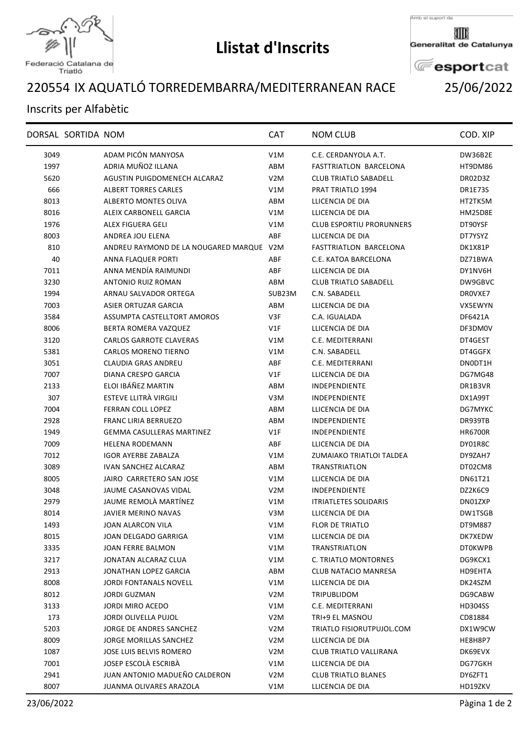Federació Catalana de Triatló

# Llistat d'Inscrits

Amb el suport de Generalitat de Catalunya esportcat

## 220554 IX AQUATLÓ TORREDEMBARRA/MEDITERRANEAN RACE 25/06/2022

Inscrits per Alfabètic

| DORSAL | SORTIDA | NOM | CAT | NOM CLUB | COD. XIP |
|---|---|---|---|---|---|
| 3049 | | ADAM PICÓN MANYOSA | V1M | C.E. CERDANYOLA A.T. | DW36B2E |
| 1997 | | ADRIA MUÑOZ ILLANA | ABM | FASTTRIATLON BARCELONA | HT9DM86 |
| 5620 | | AGUSTIN PUIGDOMENECH ALCARAZ | V2M | CLUB TRIATLO SABADELL | DR02D3Z |
| 666 | | ALBERT TORRES CARLES | V1M | PRAT TRIATLO 1994 | DR1E73S |
| 8013 | | ALBERTO MONTES OLIVA | ABM | LLICENCIA DE DIA | HT2TK5M |
| 8016 | | ALEIX CARBONELL GARCIA | V1M | LLICENCIA DE DIA | HM25D8E |
| 1976 | | ALEX FIGUERA GELI | V1M | CLUB ESPORTIU PRORUNNERS | DT90YSF |
| 8003 | | ANDREA JOU ELENA | ABF | LLICENCIA DE DIA | DT7YSYZ |
| 810 | | ANDREU RAYMOND DE LA NOUGARED MARQUE | V2M | FASTTRIATLON BARCELONA | DK1X81P |
| 40 | | ANNA FLAQUER PORTI | ABF | C.E. KATOA BARCELONA | DZ71BWA |
| 7011 | | ANNA MENDÍA RAIMUNDI | ABF | LLICENCIA DE DIA | DY1NV6H |
| 3230 | | ANTONIO RUIZ ROMAN | ABM | CLUB TRIATLO SABADELL | DW9GBVC |
| 1994 | | ARNAU SALVADOR ORTEGA | SUB23M | C.N. SABADELL | DR0VXE7 |
| 7003 | | ASIER ORTUZAR GARCIA | ABM | LLICENCIA DE DIA | VX5EWYN |
| 3584 | | ASSUMPTA CASTELLTORT AMOROS | V3F | C.A. IGUALADA | DF6421A |
| 8006 | | BERTA ROMERA VAZQUEZ | V1F | LLICENCIA DE DIA | DF3DM0V |
| 3120 | | CARLOS GARROTE CLAVERAS | V1M | C.E. MEDITERRANI | DT4GEST |
| 5381 | | CARLOS MORENO TIERNO | V1M | C.N. SABADELL | DT4GGFX |
| 3051 | | CLAUDIA GRAS ANDREU | ABF | C.E. MEDITERRANI | DN0DT1H |
| 7007 | | DIANA CRESPO GARCIA | V1F | LLICENCIA DE DIA | DG7MG48 |
| 2133 | | ELOI IBÁÑEZ MARTIN | ABM | INDEPENDIENTE | DR1B3VR |
| 307 | | ESTEVE LLITRÀ VIRGILI | V3M | INDEPENDIENTE | DX1A99T |
| 7004 | | FERRAN COLL LOPEZ | ABM | LLICENCIA DE DIA | DG7MYKC |
| 2928 | | FRANC LIRIA BERRUEZO | ABM | INDEPENDIENTE | DR939TB |
| 1949 | | GEMMA CASULLERAS MARTINEZ | V1F | INDEPENDIENTE | HR6700R |
| 7009 | | HELENA RODEMANN | ABF | LLICENCIA DE DIA | DY01R8C |
| 7012 | | IGOR AYERBE ZABALZA | V1M | ZUMAIAKO TRIATLOI TALDEA | DY9ZAH7 |
| 3089 | | IVAN SANCHEZ ALCARAZ | ABM | TRANSTRIATLON | DT02CM8 |
| 8005 | | JAIRO CARRETERO SAN JOSE | V1M | LLICENCIA DE DIA | DN61T21 |
| 3048 | | JAUME CASANOVAS VIDAL | V2M | INDEPENDIENTE | DZ2K6C9 |
| 2979 | | JAUME REMOLÀ MARTÍNEZ | V1M | ITRIATLETES SOLIDARIS | DN01ZXP |
| 8014 | | JAVIER MERINO NAVAS | V3M | LLICENCIA DE DIA | DW1TSGB |
| 1493 | | JOAN ALARCON VILA | V1M | FLOR DE TRIATLO | DT9M887 |
| 8015 | | JOAN DELGADO GARRIGA | V1M | LLICENCIA DE DIA | DK7XEDW |
| 3335 | | JOAN FERRE BALMON | V1M | TRANSTRIATLON | DT0KWPB |
| 3217 | | JONATAN ALCARAZ CLUA | V1M | C. TRIATLO MONTORNES | DG9KCX1 |
| 2913 | | JONATHAN LOPEZ GARCIA | ABM | CLUB NATACIO MANRESA | HD9EHTA |
| 8008 | | JORDI FONTANALS NOVELL | V1M | LLICENCIA DE DIA | DK24SZM |
| 8012 | | JORDI GUZMAN | V2M | TRIPUBLIDOM | DG9CABW |
| 3133 | | JORDI MIRO ACEDO | V1M | C.E. MEDITERRANI | HD304SS |
| 173 | | JORDI OLIVELLA PUJOL | V2M | TRI+9 EL MASNOU | CD81884 |
| 5203 | | JORGE DE ANDRES SANCHEZ | V2M | TRIATLO FISIORUTPUJOL.COM | DX1W9CW |
| 8009 | | JORGE MORILLAS SANCHEZ | V2M | LLICENCIA DE DIA | HE8H8P7 |
| 1087 | | JOSE LUIS BELVIS ROMERO | V2M | CLUB TRIATLO VALLIRANA | DK69EVX |
| 7001 | | JOSEP ESCOLÀ ESCRIBÀ | V1M | LLICENCIA DE DIA | DG77GKH |
| 2941 | | JUAN ANTONIO MADUEÑO CALDERON | V2M | CLUB TRIATLO BLANES | DY6ZFT1 |
| 8007 | | JUANMA OLIVARES ARAZOLA | V1M | LLICENCIA DE DIA | HD19ZKV |

23/06/2022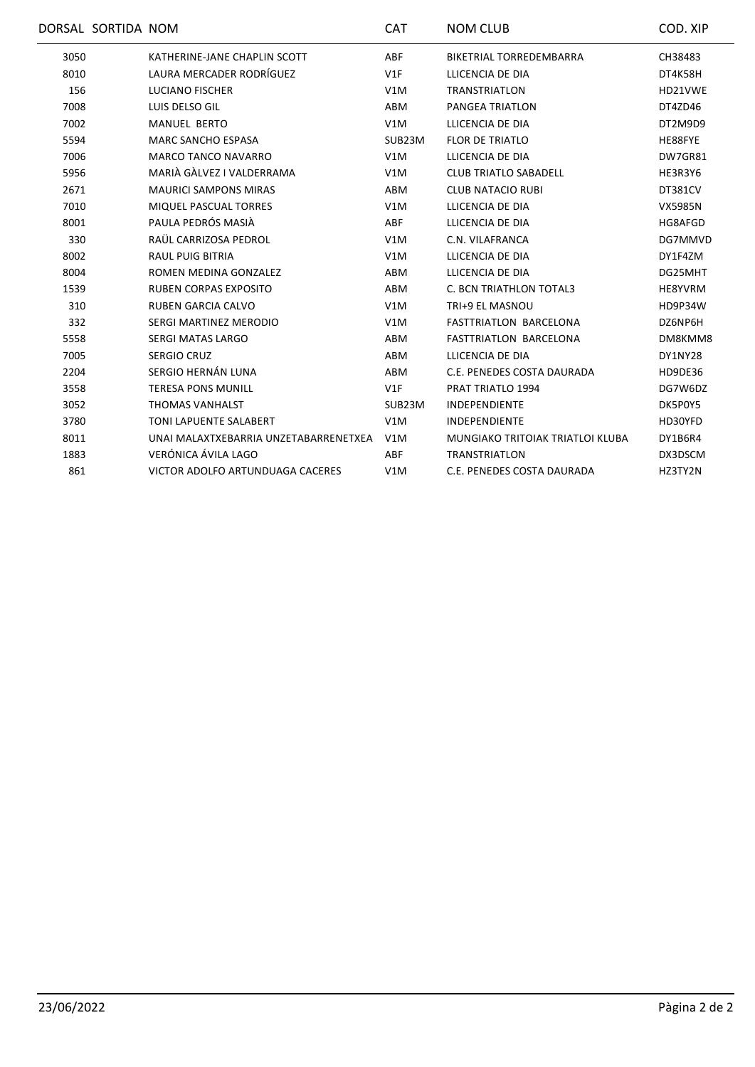| DORSAL | SORTIDA | NOM | CAT | NOM CLUB | COD. XIP |
|---|---|---|---|---|---|
| 3050 | | KATHERINE-JANE CHAPLIN SCOTT | ABF | BIKETRIAL TORREDEMBARRA | CH38483 |
| 8010 | | LAURA MERCADER RODRÍGUEZ | V1F | LLICENCIA DE DIA | DT4K58H |
| 156 | | LUCIANO FISCHER | V1M | TRANSTRIATLON | HD21VWE |
| 7008 | | LUIS DELSO GIL | ABM | PANGEA TRIATLON | DT4ZD46 |
| 7002 | | MANUEL BERTO | V1M | LLICENCIA DE DIA | DT2M9D9 |
| 5594 | | MARC SANCHO ESPASA | SUB23M | FLOR DE TRIATLO | HE88FYE |
| 7006 | | MARCO TANCO NAVARRO | V1M | LLICENCIA DE DIA | DW7GR81 |
| 5956 | | MARIÀ GÀLVEZ I VALDERRAMA | V1M | CLUB TRIATLO SABADELL | HE3R3Y6 |
| 2671 | | MAURICI SAMPONS MIRAS | ABM | CLUB NATACIO RUBI | DT381CV |
| 7010 | | MIQUEL PASCUAL TORRES | V1M | LLICENCIA DE DIA | VX5985N |
| 8001 | | PAULA PEDRÓS MASIÀ | ABF | LLICENCIA DE DIA | HG8AFGD |
| 330 | | RAÜL CARRIZOSA PEDROL | V1M | C.N. VILAFRANCA | DG7MMVD |
| 8002 | | RAUL PUIG BITRIA | V1M | LLICENCIA DE DIA | DY1F4ZM |
| 8004 | | ROMEN MEDINA GONZALEZ | ABM | LLICENCIA DE DIA | DG25MHT |
| 1539 | | RUBEN CORPAS EXPOSITO | ABM | C. BCN TRIATHLON TOTAL3 | HE8YVRM |
| 310 | | RUBEN GARCIA CALVO | V1M | TRI+9 EL MASNOU | HD9P34W |
| 332 | | SERGI MARTINEZ MERODIO | V1M | FASTTRIATLON BARCELONA | DZ6NP6H |
| 5558 | | SERGI MATAS LARGO | ABM | FASTTRIATLON BARCELONA | DM8KMM8 |
| 7005 | | SERGIO CRUZ | ABM | LLICENCIA DE DIA | DY1NY28 |
| 2204 | | SERGIO HERNÁN LUNA | ABM | C.E. PENEDES COSTA DAURADA | HD9DE36 |
| 3558 | | TERESA PONS MUNILL | V1F | PRAT TRIATLO 1994 | DG7W6DZ |
| 3052 | | THOMAS VANHALST | SUB23M | INDEPENDIENTE | DK5P0Y5 |
| 3780 | | TONI LAPUENTE SALABERT | V1M | INDEPENDIENTE | HD30YFD |
| 8011 | | UNAI MALAXTXEBARRIA UNZETABARRENETXEA | V1M | MUNGIAKO TRITOIAK TRIATLOI KLUBA | DY1B6R4 |
| 1883 | | VERÓNICA ÁVILA LAGO | ABF | TRANSTRIATLON | DX3DSCM |
| 861 | | VICTOR ADOLFO ARTUNDUAGA CACERES | V1M | C.E. PENEDES COSTA DAURADA | HZ3TY2N |

23/06/2022